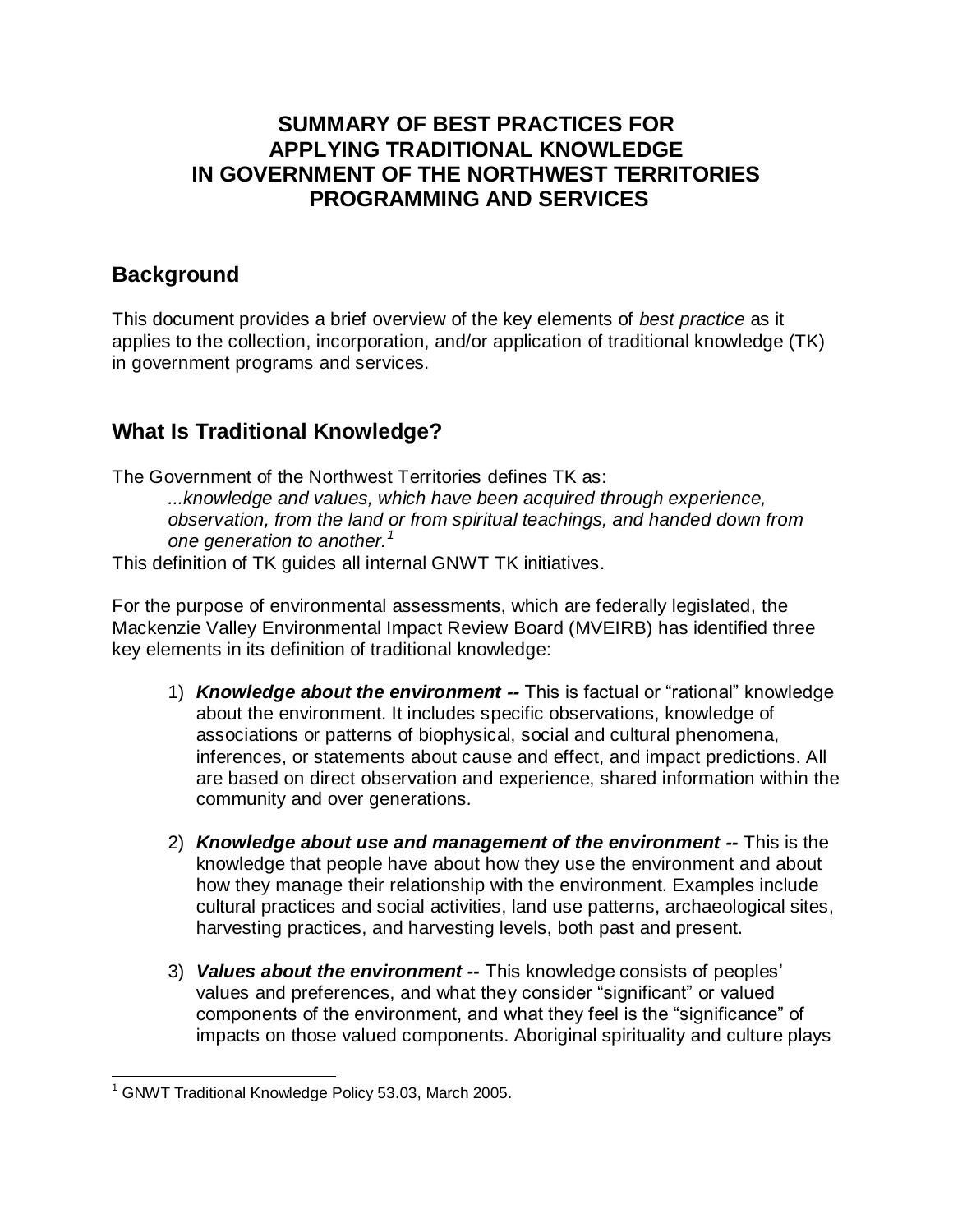# SUMMARY OF BEST PRACTICES FOR APPLYING TRADITIONAL KNOWLEDGE IN GOVERNMENT OF THE NORTHWEST TERRITORIES PROGRAMMING AND SERVICES

## Background

This document provides a brief overview of the key elements of *best practice* as it applies to the collection, incorporation, and/or application of traditional knowledge (TK) in government programs and services.

## What Is Traditional Knowledge?

The Government of the Northwest Territories defines TK as:

> *...knowledge and values, which have been acquired through experience, observation, from the land or from spiritual teachings, and handed down from one generation to another.*[1]

This definition of TK guides all internal GNWT TK initiatives.

For the purpose of environmental assessments, which are federally legislated, the Mackenzie Valley Environmental Impact Review Board (MVEIRB) has identified three key elements in its definition of traditional knowledge:

1) ***Knowledge about the environment --*** This is factual or "rational" knowledge about the environment. It includes specific observations, knowledge of associations or patterns of biophysical, social and cultural phenomena, inferences, or statements about cause and effect, and impact predictions. All are based on direct observation and experience, shared information within the community and over generations.

2) ***Knowledge about use and management of the environment --*** This is the knowledge that people have about how they use the environment and about how they manage their relationship with the environment. Examples include cultural practices and social activities, land use patterns, archaeological sites, harvesting practices, and harvesting levels, both past and present.

3) ***Values about the environment --*** This knowledge consists of peoples' values and preferences, and what they consider "significant" or valued components of the environment, and what they feel is the "significance" of impacts on those valued components. Aboriginal spirituality and culture plays

---

[1] GNWT Traditional Knowledge Policy 53.03, March 2005.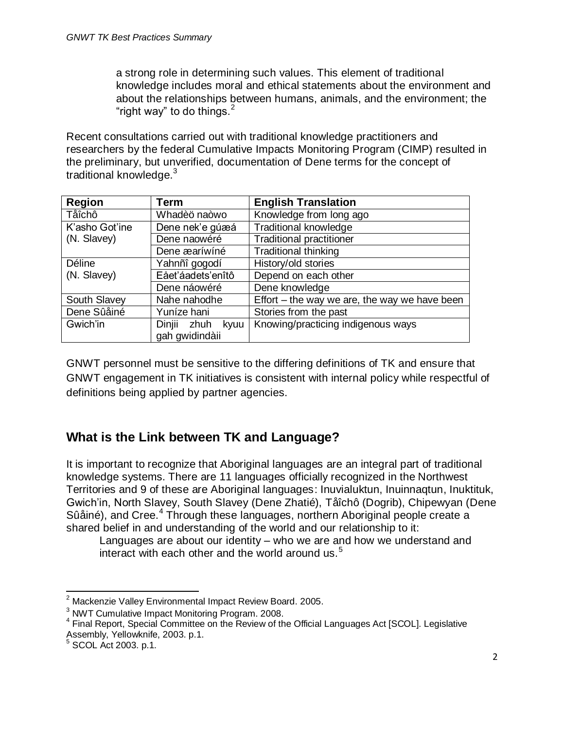a strong role in determining such values. This element of traditional knowledge includes moral and ethical statements about the environment and about the relationships between humans, animals, and the environment; the "right way" to do things.[2]

Recent consultations carried out with traditional knowledge practitioners and researchers by the federal Cumulative Impacts Monitoring Program (CIMP) resulted in the preliminary, but unverified, documentation of Dene terms for the concept of traditional knowledge.[3]

| Region | Term | English Translation |
|---|---|---|
| Tåîchô | Whadèö naòwo | Knowledge from long ago |
| K'asho Got'ine (N. Slavey) | Dene nek'e gúæá | Traditional knowledge |
| | Dene naowéré | Traditional practitioner |
| | Dene æaríwíné | Traditional thinking |
| Déline (N. Slavey) | Yahnñî gogodí | History/old stories |
| | Eået'áadets'enîtô | Depend on each other |
| | Dene náowéré | Dene knowledge |
| South Slavey | Nahe nahodhe | Effort – the way we are, the way we have been |
| Dene Sûåiné | Yuníze hani | Stories from the past |
| Gwich'in | Dinjii zhuh kyuu gah gwidindàii | Knowing/practicing indigenous ways |

GNWT personnel must be sensitive to the differing definitions of TK and ensure that GNWT engagement in TK initiatives is consistent with internal policy while respectful of definitions being applied by partner agencies.

## What is the Link between TK and Language?

It is important to recognize that Aboriginal languages are an integral part of traditional knowledge systems. There are 11 languages officially recognized in the Northwest Territories and 9 of these are Aboriginal languages: Inuvialuktun, Inuinnaqtun, Inuktituk, Gwich'in, North Slavey, South Slavey (Dene Zhatié), Tåîchô (Dogrib), Chipewyan (Dene Sûåiné), and Cree.[4] Through these languages, northern Aboriginal people create a shared belief in and understanding of the world and our relationship to it:

> Languages are about our identity – who we are and how we understand and interact with each other and the world around us.[5]

---

[2] Mackenzie Valley Environmental Impact Review Board. 2005.

[3] NWT Cumulative Impact Monitoring Program. 2008.

[4] Final Report, Special Committee on the Review of the Official Languages Act [SCOL]. Legislative Assembly, Yellowknife, 2003. p.1.

[5] SCOL Act 2003. p.1.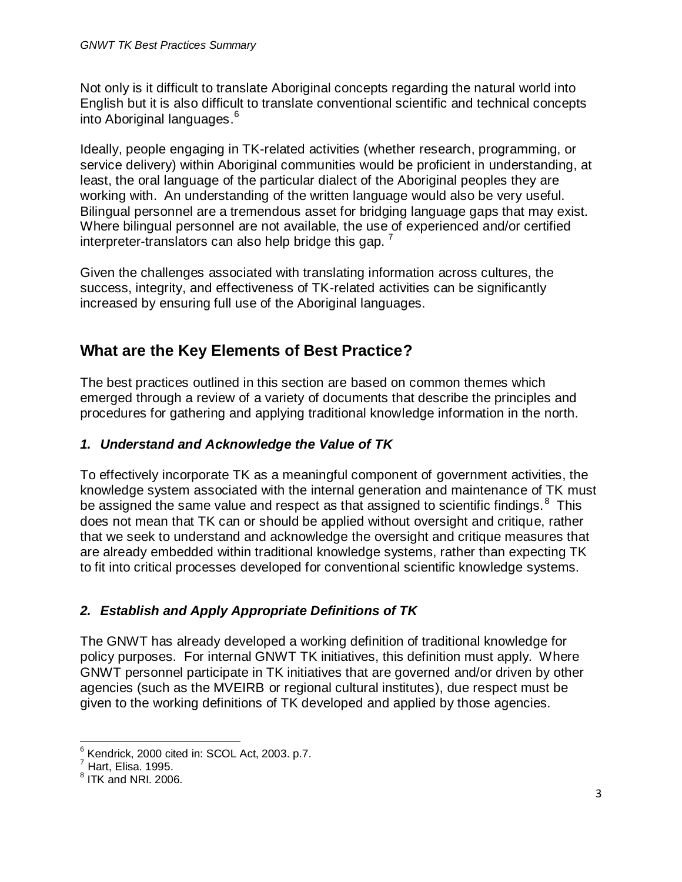Not only is it difficult to translate Aboriginal concepts regarding the natural world into English but it is also difficult to translate conventional scientific and technical concepts into Aboriginal languages.[6]

Ideally, people engaging in TK-related activities (whether research, programming, or service delivery) within Aboriginal communities would be proficient in understanding, at least, the oral language of the particular dialect of the Aboriginal peoples they are working with. An understanding of the written language would also be very useful. Bilingual personnel are a tremendous asset for bridging language gaps that may exist. Where bilingual personnel are not available, the use of experienced and/or certified interpreter-translators can also help bridge this gap.[7]

Given the challenges associated with translating information across cultures, the success, integrity, and effectiveness of TK-related activities can be significantly increased by ensuring full use of the Aboriginal languages.

## What are the Key Elements of Best Practice?

The best practices outlined in this section are based on common themes which emerged through a review of a variety of documents that describe the principles and procedures for gathering and applying traditional knowledge information in the north.

### *1. Understand and Acknowledge the Value of TK*

To effectively incorporate TK as a meaningful component of government activities, the knowledge system associated with the internal generation and maintenance of TK must be assigned the same value and respect as that assigned to scientific findings.[8] This does not mean that TK can or should be applied without oversight and critique, rather that we seek to understand and acknowledge the oversight and critique measures that are already embedded within traditional knowledge systems, rather than expecting TK to fit into critical processes developed for conventional scientific knowledge systems.

### *2. Establish and Apply Appropriate Definitions of TK*

The GNWT has already developed a working definition of traditional knowledge for policy purposes. For internal GNWT TK initiatives, this definition must apply. Where GNWT personnel participate in TK initiatives that are governed and/or driven by other agencies (such as the MVEIRB or regional cultural institutes), due respect must be given to the working definitions of TK developed and applied by those agencies.

---

[6] Kendrick, 2000 cited in: SCOL Act, 2003. p.7.

[7] Hart, Elisa. 1995.

[8] ITK and NRI. 2006.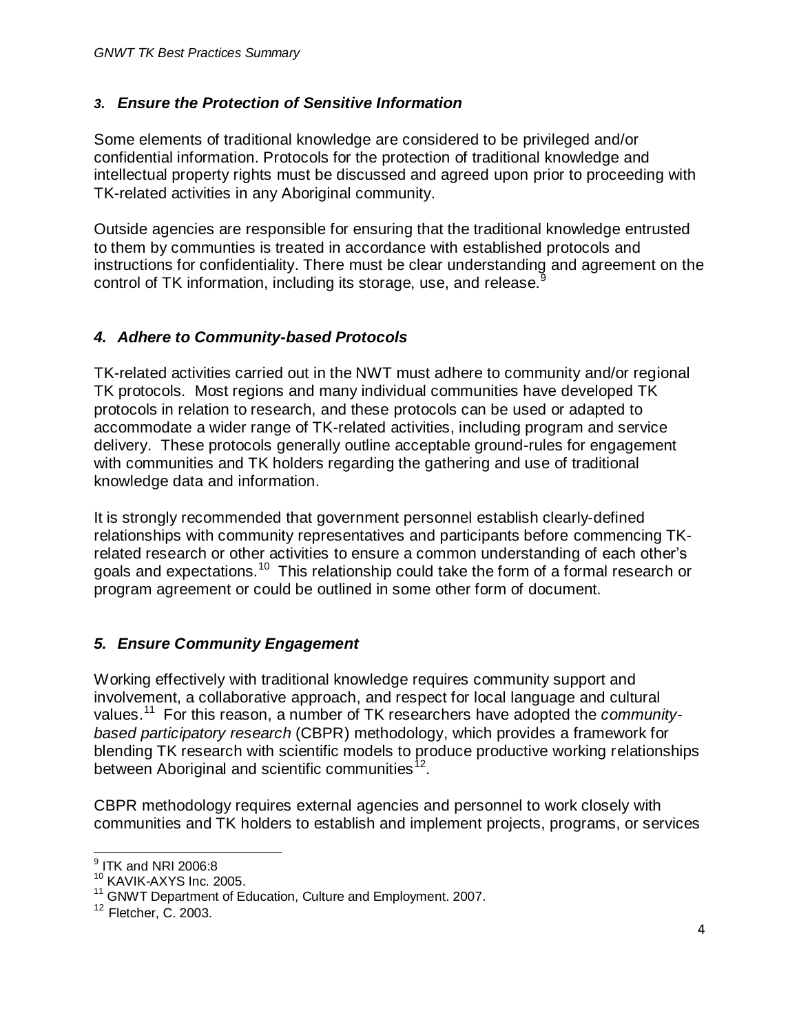### *3. Ensure the Protection of Sensitive Information*

Some elements of traditional knowledge are considered to be privileged and/or confidential information. Protocols for the protection of traditional knowledge and intellectual property rights must be discussed and agreed upon prior to proceeding with TK-related activities in any Aboriginal community.

Outside agencies are responsible for ensuring that the traditional knowledge entrusted to them by communties is treated in accordance with established protocols and instructions for confidentiality. There must be clear understanding and agreement on the control of TK information, including its storage, use, and release.[9]

### *4. Adhere to Community-based Protocols*

TK-related activities carried out in the NWT must adhere to community and/or regional TK protocols. Most regions and many individual communities have developed TK protocols in relation to research, and these protocols can be used or adapted to accommodate a wider range of TK-related activities, including program and service delivery. These protocols generally outline acceptable ground-rules for engagement with communities and TK holders regarding the gathering and use of traditional knowledge data and information.

It is strongly recommended that government personnel establish clearly-defined relationships with community representatives and participants before commencing TK-related research or other activities to ensure a common understanding of each other's goals and expectations.[10] This relationship could take the form of a formal research or program agreement or could be outlined in some other form of document.

### *5. Ensure Community Engagement*

Working effectively with traditional knowledge requires community support and involvement, a collaborative approach, and respect for local language and cultural values.[11] For this reason, a number of TK researchers have adopted the *community-based participatory research* (CBPR) methodology, which provides a framework for blending TK research with scientific models to produce productive working relationships between Aboriginal and scientific communities[12].

CBPR methodology requires external agencies and personnel to work closely with communities and TK holders to establish and implement projects, programs, or services

---

[9] ITK and NRI 2006:8
[10] KAVIK-AXYS Inc. 2005.
[11] GNWT Department of Education, Culture and Employment. 2007.
[12] Fletcher, C. 2003.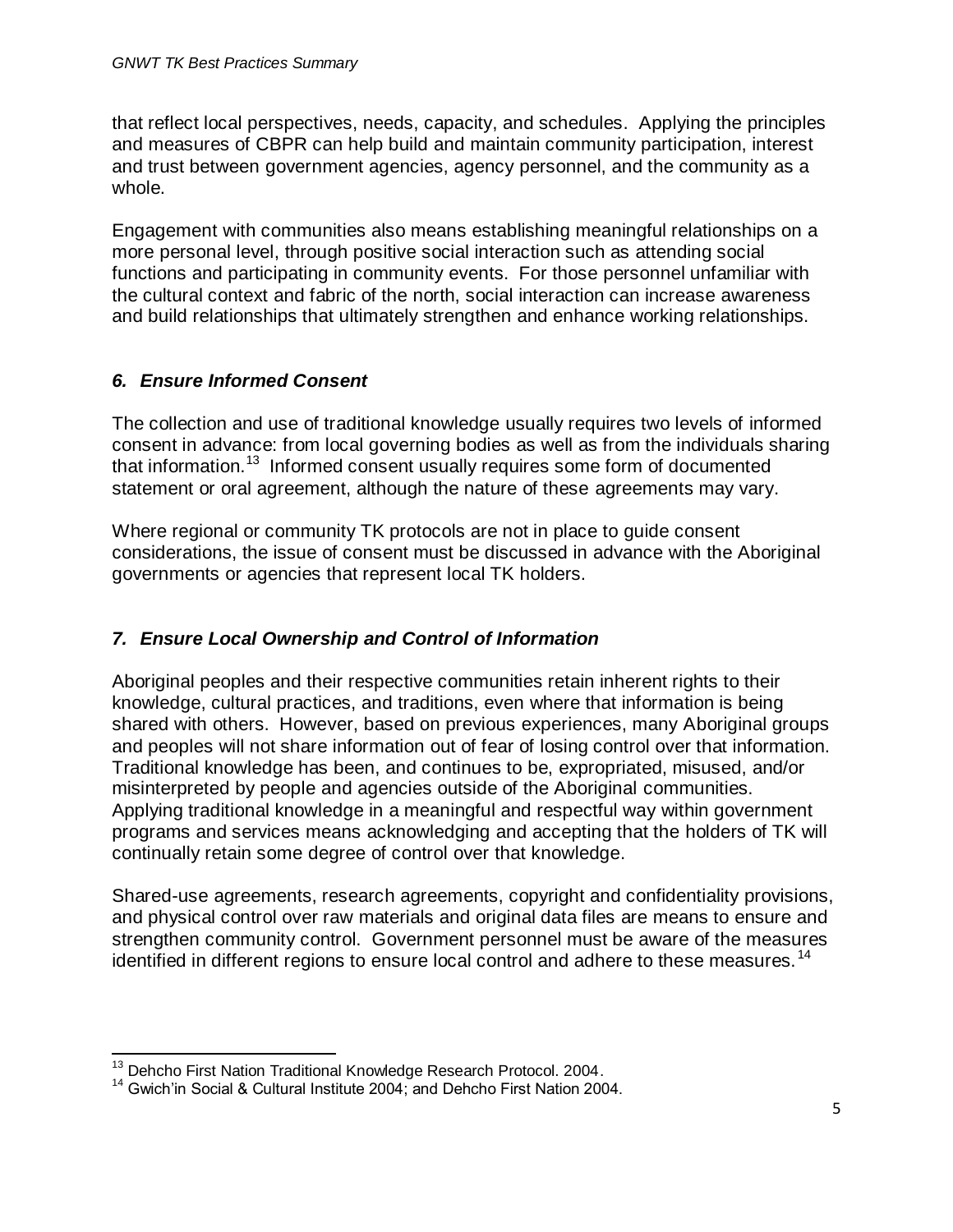that reflect local perspectives, needs, capacity, and schedules. Applying the principles and measures of CBPR can help build and maintain community participation, interest and trust between government agencies, agency personnel, and the community as a whole.

Engagement with communities also means establishing meaningful relationships on a more personal level, through positive social interaction such as attending social functions and participating in community events. For those personnel unfamiliar with the cultural context and fabric of the north, social interaction can increase awareness and build relationships that ultimately strengthen and enhance working relationships.

### *6. Ensure Informed Consent*

The collection and use of traditional knowledge usually requires two levels of informed consent in advance: from local governing bodies as well as from the individuals sharing that information.[13] Informed consent usually requires some form of documented statement or oral agreement, although the nature of these agreements may vary.

Where regional or community TK protocols are not in place to guide consent considerations, the issue of consent must be discussed in advance with the Aboriginal governments or agencies that represent local TK holders.

### *7. Ensure Local Ownership and Control of Information*

Aboriginal peoples and their respective communities retain inherent rights to their knowledge, cultural practices, and traditions, even where that information is being shared with others. However, based on previous experiences, many Aboriginal groups and peoples will not share information out of fear of losing control over that information. Traditional knowledge has been, and continues to be, expropriated, misused, and/or misinterpreted by people and agencies outside of the Aboriginal communities. Applying traditional knowledge in a meaningful and respectful way within government programs and services means acknowledging and accepting that the holders of TK will continually retain some degree of control over that knowledge.

Shared-use agreements, research agreements, copyright and confidentiality provisions, and physical control over raw materials and original data files are means to ensure and strengthen community control. Government personnel must be aware of the measures identified in different regions to ensure local control and adhere to these measures.[14]

---

[13] Dehcho First Nation Traditional Knowledge Research Protocol. 2004.

[14] Gwich'in Social & Cultural Institute 2004; and Dehcho First Nation 2004.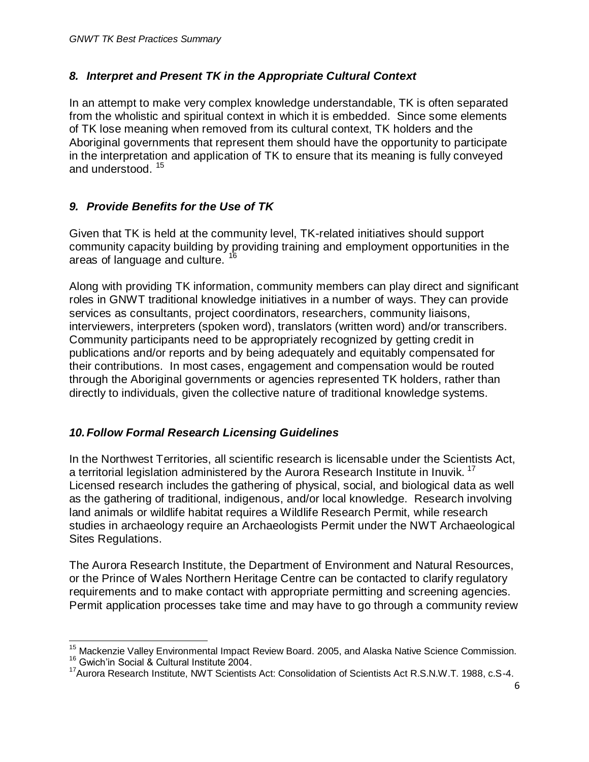### *8. Interpret and Present TK in the Appropriate Cultural Context*

In an attempt to make very complex knowledge understandable, TK is often separated from the wholistic and spiritual context in which it is embedded. Since some elements of TK lose meaning when removed from its cultural context, TK holders and the Aboriginal governments that represent them should have the opportunity to participate in the interpretation and application of TK to ensure that its meaning is fully conveyed and understood. [15]

### *9. Provide Benefits for the Use of TK*

Given that TK is held at the community level, TK-related initiatives should support community capacity building by providing training and employment opportunities in the areas of language and culture. [16]

Along with providing TK information, community members can play direct and significant roles in GNWT traditional knowledge initiatives in a number of ways. They can provide services as consultants, project coordinators, researchers, community liaisons, interviewers, interpreters (spoken word), translators (written word) and/or transcribers. Community participants need to be appropriately recognized by getting credit in publications and/or reports and by being adequately and equitably compensated for their contributions. In most cases, engagement and compensation would be routed through the Aboriginal governments or agencies represented TK holders, rather than directly to individuals, given the collective nature of traditional knowledge systems.

### *10. Follow Formal Research Licensing Guidelines*

In the Northwest Territories, all scientific research is licensable under the Scientists Act, a territorial legislation administered by the Aurora Research Institute in Inuvik. [17] Licensed research includes the gathering of physical, social, and biological data as well as the gathering of traditional, indigenous, and/or local knowledge. Research involving land animals or wildlife habitat requires a Wildlife Research Permit, while research studies in archaeology require an Archaeologists Permit under the NWT Archaeological Sites Regulations.

The Aurora Research Institute, the Department of Environment and Natural Resources, or the Prince of Wales Northern Heritage Centre can be contacted to clarify regulatory requirements and to make contact with appropriate permitting and screening agencies. Permit application processes take time and may have to go through a community review

---

[15] Mackenzie Valley Environmental Impact Review Board. 2005, and Alaska Native Science Commission.

[16] Gwich'in Social & Cultural Institute 2004.

[17] Aurora Research Institute, NWT Scientists Act: Consolidation of Scientists Act R.S.N.W.T. 1988, c.S-4.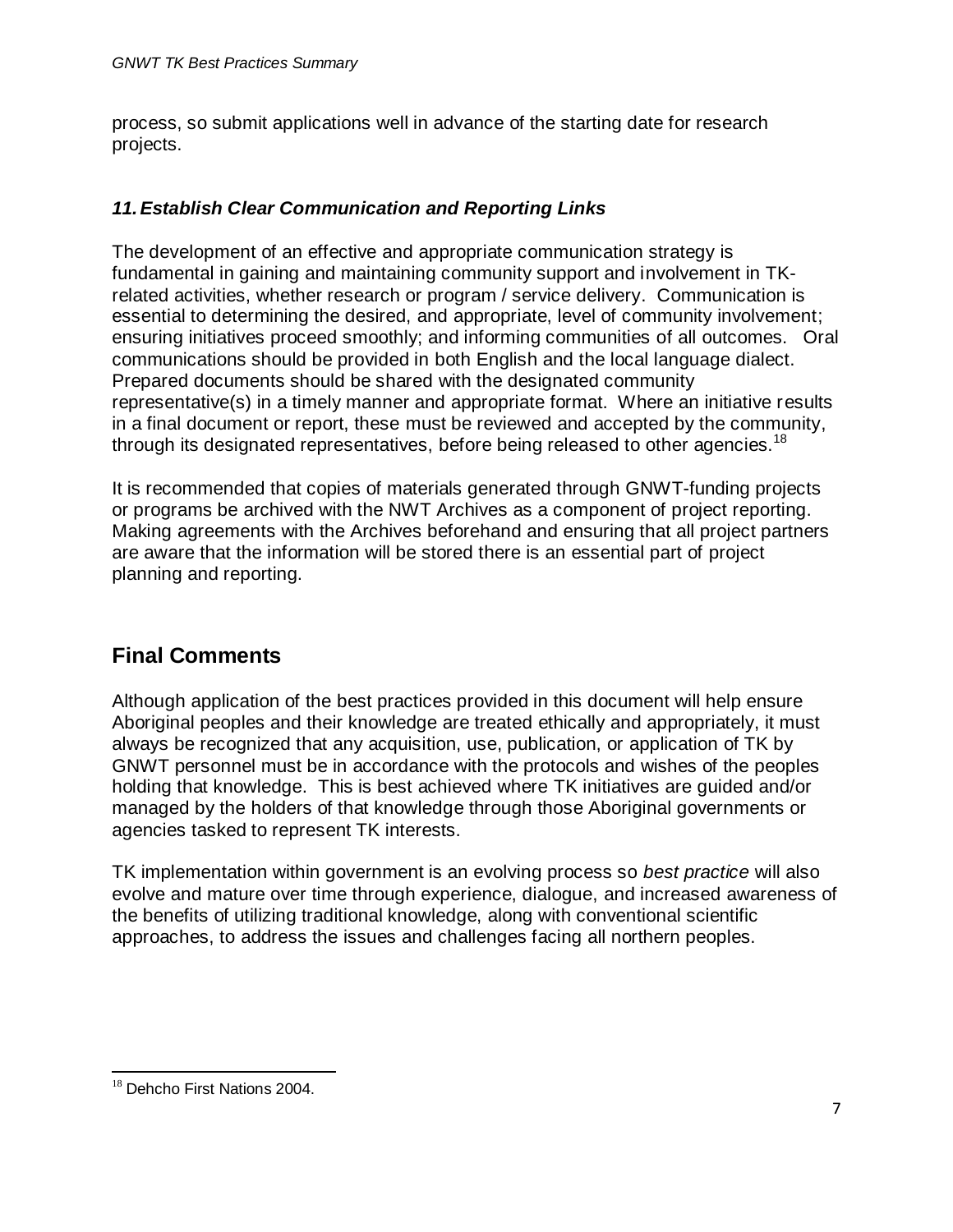process, so submit applications well in advance of the starting date for research projects.

### *11. Establish Clear Communication and Reporting Links*

The development of an effective and appropriate communication strategy is fundamental in gaining and maintaining community support and involvement in TK-related activities, whether research or program / service delivery. Communication is essential to determining the desired, and appropriate, level of community involvement; ensuring initiatives proceed smoothly; and informing communities of all outcomes. Oral communications should be provided in both English and the local language dialect. Prepared documents should be shared with the designated community representative(s) in a timely manner and appropriate format. Where an initiative results in a final document or report, these must be reviewed and accepted by the community, through its designated representatives, before being released to other agencies.[18]

It is recommended that copies of materials generated through GNWT-funding projects or programs be archived with the NWT Archives as a component of project reporting. Making agreements with the Archives beforehand and ensuring that all project partners are aware that the information will be stored there is an essential part of project planning and reporting.

## Final Comments

Although application of the best practices provided in this document will help ensure Aboriginal peoples and their knowledge are treated ethically and appropriately, it must always be recognized that any acquisition, use, publication, or application of TK by GNWT personnel must be in accordance with the protocols and wishes of the peoples holding that knowledge. This is best achieved where TK initiatives are guided and/or managed by the holders of that knowledge through those Aboriginal governments or agencies tasked to represent TK interests.

TK implementation within government is an evolving process so *best practice* will also evolve and mature over time through experience, dialogue, and increased awareness of the benefits of utilizing traditional knowledge, along with conventional scientific approaches, to address the issues and challenges facing all northern peoples.

---

[18] Dehcho First Nations 2004.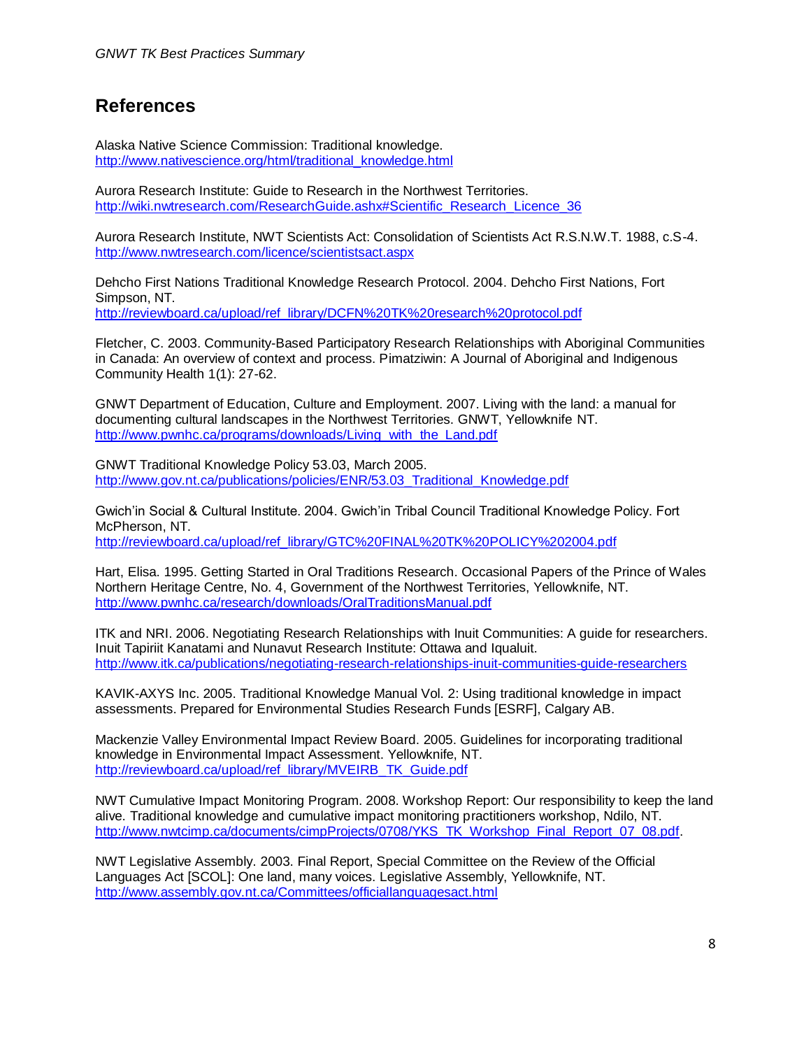# References

Alaska Native Science Commission: Traditional knowledge.
http://www.nativescience.org/html/traditional_knowledge.html

Aurora Research Institute: Guide to Research in the Northwest Territories.
http://wiki.nwtresearch.com/ResearchGuide.ashx#Scientific_Research_Licence_36

Aurora Research Institute, NWT Scientists Act: Consolidation of Scientists Act R.S.N.W.T. 1988, c.S-4.
http://www.nwtresearch.com/licence/scientistsact.aspx

Dehcho First Nations Traditional Knowledge Research Protocol. 2004. Dehcho First Nations, Fort Simpson, NT.
http://reviewboard.ca/upload/ref_library/DCFN%20TK%20research%20protocol.pdf

Fletcher, C. 2003. Community-Based Participatory Research Relationships with Aboriginal Communities in Canada: An overview of context and process. Pimatziwin: A Journal of Aboriginal and Indigenous Community Health 1(1): 27-62.

GNWT Department of Education, Culture and Employment. 2007. Living with the land: a manual for documenting cultural landscapes in the Northwest Territories. GNWT, Yellowknife NT.
http://www.pwnhc.ca/programs/downloads/Living_with_the_Land.pdf

GNWT Traditional Knowledge Policy 53.03, March 2005.
http://www.gov.nt.ca/publications/policies/ENR/53.03_Traditional_Knowledge.pdf

Gwich'in Social & Cultural Institute. 2004. Gwich'in Tribal Council Traditional Knowledge Policy. Fort McPherson, NT.
http://reviewboard.ca/upload/ref_library/GTC%20FINAL%20TK%20POLICY%202004.pdf

Hart, Elisa. 1995. Getting Started in Oral Traditions Research. Occasional Papers of the Prince of Wales Northern Heritage Centre, No. 4, Government of the Northwest Territories, Yellowknife, NT.
http://www.pwnhc.ca/research/downloads/OralTraditionsManual.pdf

ITK and NRI. 2006. Negotiating Research Relationships with Inuit Communities: A guide for researchers. Inuit Tapiriit Kanatami and Nunavut Research Institute: Ottawa and Iqualuit.
http://www.itk.ca/publications/negotiating-research-relationships-inuit-communities-guide-researchers

KAVIK-AXYS Inc. 2005. Traditional Knowledge Manual Vol. 2: Using traditional knowledge in impact assessments. Prepared for Environmental Studies Research Funds [ESRF], Calgary AB.

Mackenzie Valley Environmental Impact Review Board. 2005. Guidelines for incorporating traditional knowledge in Environmental Impact Assessment. Yellowknife, NT.
http://reviewboard.ca/upload/ref_library/MVEIRB_TK_Guide.pdf

NWT Cumulative Impact Monitoring Program. 2008. Workshop Report: Our responsibility to keep the land alive. Traditional knowledge and cumulative impact monitoring practitioners workshop, Ndilo, NT.
http://www.nwtcimp.ca/documents/cimpProjects/0708/YKS_TK_Workshop_Final_Report_07_08.pdf.

NWT Legislative Assembly. 2003. Final Report, Special Committee on the Review of the Official Languages Act [SCOL]: One land, many voices. Legislative Assembly, Yellowknife, NT.
http://www.assembly.gov.nt.ca/Committees/officiallanguagesact.html